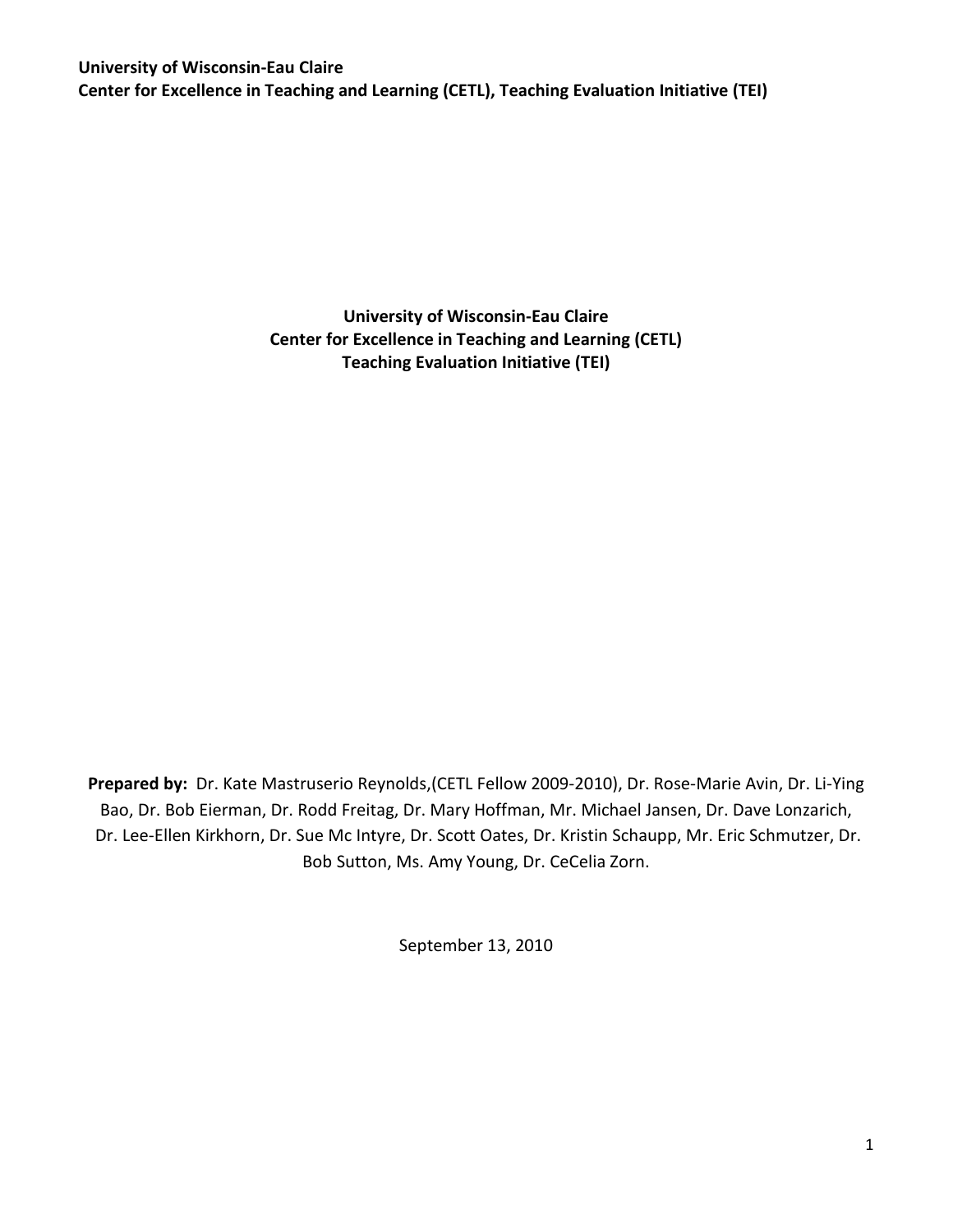**University of Wisconsin-Eau Claire**
**Center for Excellence in Teaching and Learning (CETL), Teaching Evaluation Initiative (TEI)**

# University of Wisconsin-Eau Claire
# Center for Excellence in Teaching and Learning (CETL)
# Teaching Evaluation Initiative (TEI)

**Prepared by:** Dr. Kate Mastruserio Reynolds,(CETL Fellow 2009-2010), Dr. Rose-Marie Avin, Dr. Li-Ying Bao, Dr. Bob Eierman, Dr. Rodd Freitag, Dr. Mary Hoffman, Mr. Michael Jansen, Dr. Dave Lonzarich, Dr. Lee-Ellen Kirkhorn, Dr. Sue Mc Intyre, Dr. Scott Oates, Dr. Kristin Schaupp, Mr. Eric Schmutzer, Dr. Bob Sutton, Ms. Amy Young, Dr. CeCelia Zorn.

September 13, 2010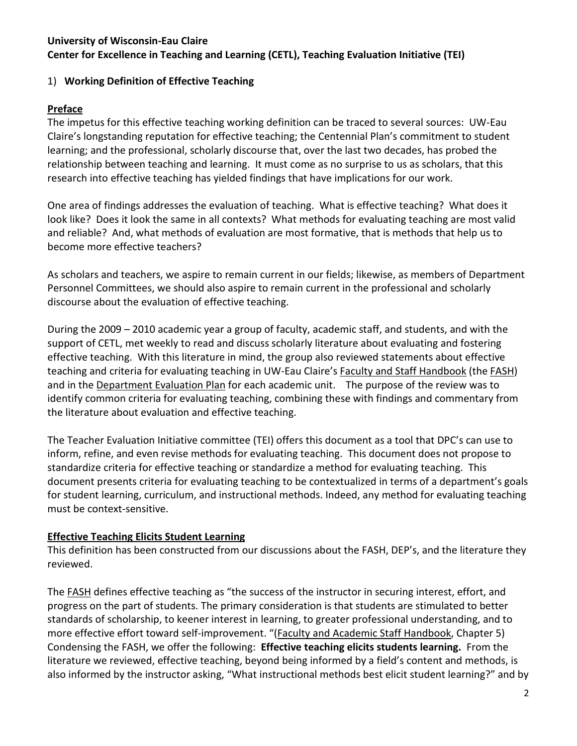**University of Wisconsin-Eau Claire**
**Center for Excellence in Teaching and Learning (CETL), Teaching Evaluation Initiative (TEI)**

## 1) Working Definition of Effective Teaching

### Preface

The impetus for this effective teaching working definition can be traced to several sources: UW-Eau Claire's longstanding reputation for effective teaching; the Centennial Plan's commitment to student learning; and the professional, scholarly discourse that, over the last two decades, has probed the relationship between teaching and learning. It must come as no surprise to us as scholars, that this research into effective teaching has yielded findings that have implications for our work.

One area of findings addresses the evaluation of teaching. What is effective teaching? What does it look like? Does it look the same in all contexts? What methods for evaluating teaching are most valid and reliable? And, what methods of evaluation are most formative, that is methods that help us to become more effective teachers?

As scholars and teachers, we aspire to remain current in our fields; likewise, as members of Department Personnel Committees, we should also aspire to remain current in the professional and scholarly discourse about the evaluation of effective teaching.

During the 2009 – 2010 academic year a group of faculty, academic staff, and students, and with the support of CETL, met weekly to read and discuss scholarly literature about evaluating and fostering effective teaching. With this literature in mind, the group also reviewed statements about effective teaching and criteria for evaluating teaching in UW-Eau Claire's Faculty and Staff Handbook (the FASH) and in the Department Evaluation Plan for each academic unit. The purpose of the review was to identify common criteria for evaluating teaching, combining these with findings and commentary from the literature about evaluation and effective teaching.

The Teacher Evaluation Initiative committee (TEI) offers this document as a tool that DPC's can use to inform, refine, and even revise methods for evaluating teaching. This document does not propose to standardize criteria for effective teaching or standardize a method for evaluating teaching. This document presents criteria for evaluating teaching to be contextualized in terms of a department's goals for student learning, curriculum, and instructional methods. Indeed, any method for evaluating teaching must be context-sensitive.

### Effective Teaching Elicits Student Learning

This definition has been constructed from our discussions about the FASH, DEP's, and the literature they reviewed.

The FASH defines effective teaching as "the success of the instructor in securing interest, effort, and progress on the part of students. The primary consideration is that students are stimulated to better standards of scholarship, to keener interest in learning, to greater professional understanding, and to more effective effort toward self-improvement. "(Faculty and Academic Staff Handbook, Chapter 5) Condensing the FASH, we offer the following: **Effective teaching elicits students learning.** From the literature we reviewed, effective teaching, beyond being informed by a field's content and methods, is also informed by the instructor asking, "What instructional methods best elicit student learning?" and by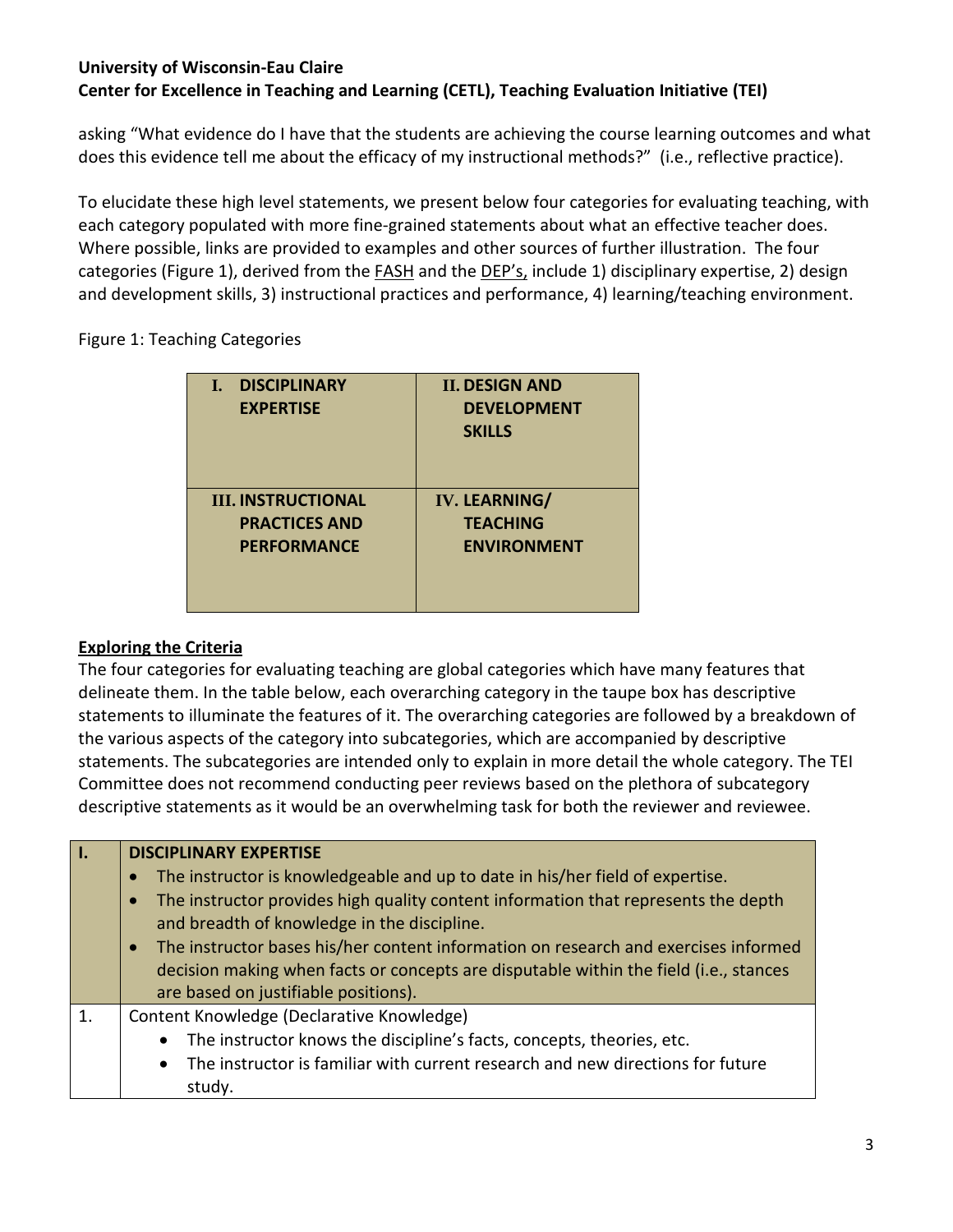asking "What evidence do I have that the students are achieving the course learning outcomes and what does this evidence tell me about the efficacy of my instructional methods?" (i.e., reflective practice).

To elucidate these high level statements, we present below four categories for evaluating teaching, with each category populated with more fine-grained statements about what an effective teacher does. Where possible, links are provided to examples and other sources of further illustration. The four categories (Figure 1), derived from the FASH and the DEP's, include 1) disciplinary expertise, 2) design and development skills, 3) instructional practices and performance, 4) learning/teaching environment.

Figure 1: Teaching Categories

| | |
|---|---|
| **I. DISCIPLINARY EXPERTISE** | **II. DESIGN AND DEVELOPMENT SKILLS** |
| **III. INSTRUCTIONAL PRACTICES AND PERFORMANCE** | **IV. LEARNING/ TEACHING ENVIRONMENT** |

## Exploring the Criteria

The four categories for evaluating teaching are global categories which have many features that delineate them. In the table below, each overarching category in the taupe box has descriptive statements to illuminate the features of it. The overarching categories are followed by a breakdown of the various aspects of the category into subcategories, which are accompanied by descriptive statements. The subcategories are intended only to explain in more detail the whole category. The TEI Committee does not recommend conducting peer reviews based on the plethora of subcategory descriptive statements as it would be an overwhelming task for both the reviewer and reviewee.

| | |
|---|---|
| **I.** | **DISCIPLINARY EXPERTISE**<br>• The instructor is knowledgeable and up to date in his/her field of expertise.<br>• The instructor provides high quality content information that represents the depth and breadth of knowledge in the discipline.<br>• The instructor bases his/her content information on research and exercises informed decision making when facts or concepts are disputable within the field (i.e., stances are based on justifiable positions). |
| 1. | Content Knowledge (Declarative Knowledge)<br>• The instructor knows the discipline's facts, concepts, theories, etc.<br>• The instructor is familiar with current research and new directions for future study. |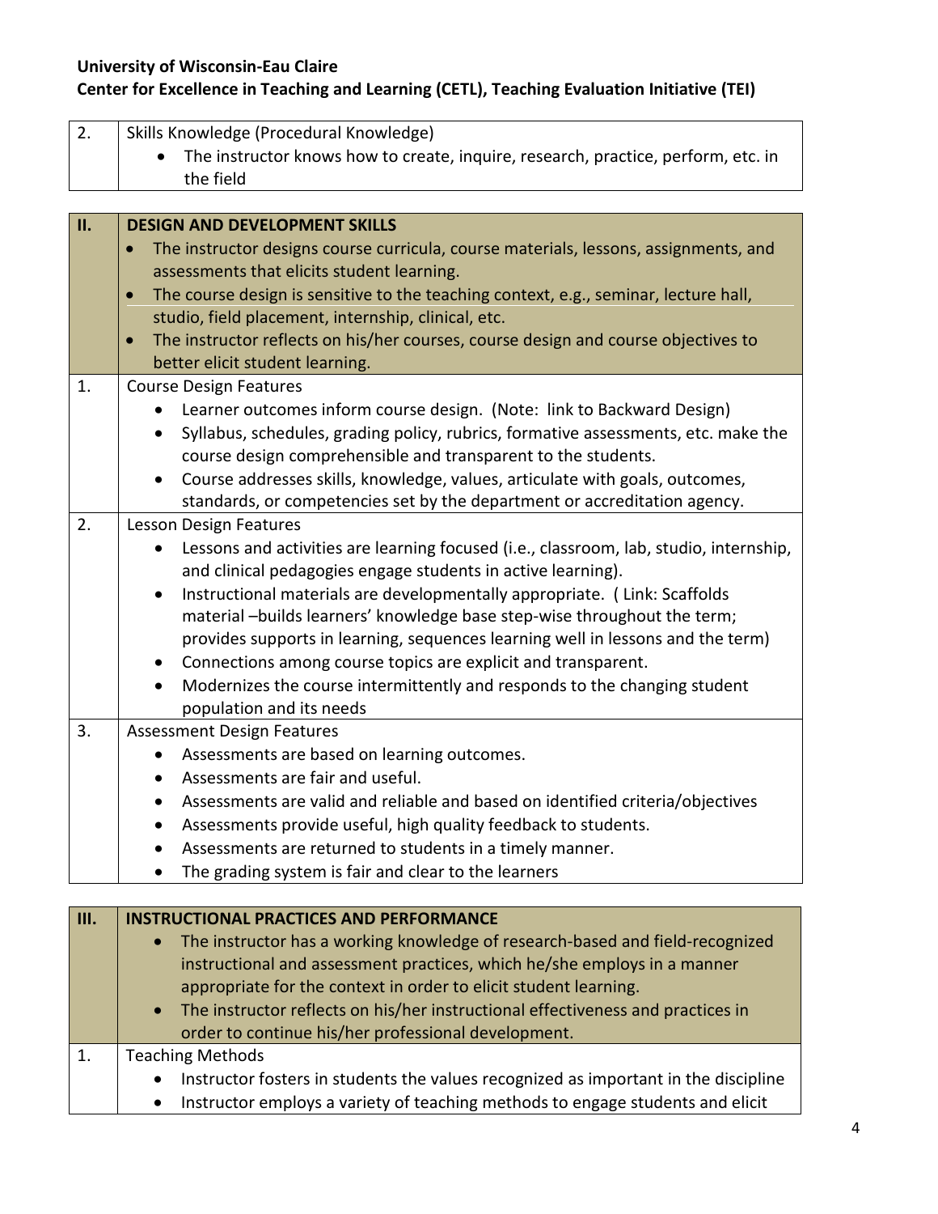**University of Wisconsin-Eau Claire**
**Center for Excellence in Teaching and Learning (CETL), Teaching Evaluation Initiative (TEI)**

| | |
|---|---|
| 2. | Skills Knowledge (Procedural Knowledge)<br>• The instructor knows how to create, inquire, research, practice, perform, etc. in the field |

| | |
|---|---|
| **II.** | **DESIGN AND DEVELOPMENT SKILLS**<br>• The instructor designs course curricula, course materials, lessons, assignments, and assessments that elicits student learning.<br>• The course design is sensitive to the teaching context, e.g., seminar, lecture hall, studio, field placement, internship, clinical, etc.<br>• The instructor reflects on his/her courses, course design and course objectives to better elicit student learning. |
| 1. | Course Design Features<br>• Learner outcomes inform course design. (Note: link to Backward Design)<br>• Syllabus, schedules, grading policy, rubrics, formative assessments, etc. make the course design comprehensible and transparent to the students.<br>• Course addresses skills, knowledge, values, articulate with goals, outcomes, standards, or competencies set by the department or accreditation agency. |
| 2. | Lesson Design Features<br>• Lessons and activities are learning focused (i.e., classroom, lab, studio, internship, and clinical pedagogies engage students in active learning).<br>• Instructional materials are developmentally appropriate. ( Link: Scaffolds material –builds learners' knowledge base step-wise throughout the term; provides supports in learning, sequences learning well in lessons and the term)<br>• Connections among course topics are explicit and transparent.<br>• Modernizes the course intermittently and responds to the changing student population and its needs |
| 3. | Assessment Design Features<br>• Assessments are based on learning outcomes.<br>• Assessments are fair and useful.<br>• Assessments are valid and reliable and based on identified criteria/objectives<br>• Assessments provide useful, high quality feedback to students.<br>• Assessments are returned to students in a timely manner.<br>• The grading system is fair and clear to the learners |

| | |
|---|---|
| **III.** | **INSTRUCTIONAL PRACTICES AND PERFORMANCE**<br>• The instructor has a working knowledge of research-based and field-recognized instructional and assessment practices, which he/she employs in a manner appropriate for the context in order to elicit student learning.<br>• The instructor reflects on his/her instructional effectiveness and practices in order to continue his/her professional development. |
| 1. | Teaching Methods<br>• Instructor fosters in students the values recognized as important in the discipline<br>• Instructor employs a variety of teaching methods to engage students and elicit |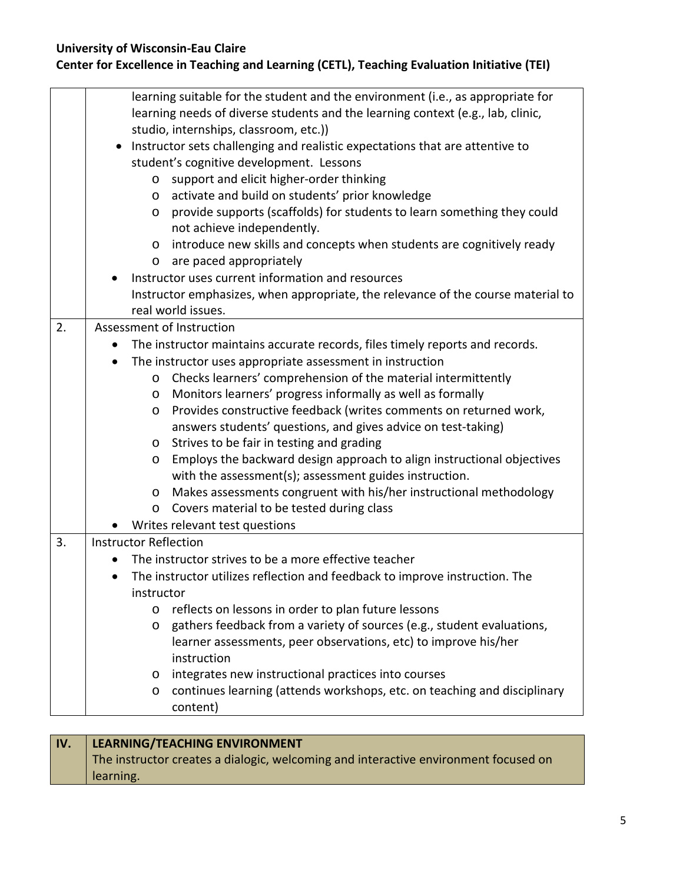| | |
|---|---|
| | learning suitable for the student and the environment (i.e., as appropriate for learning needs of diverse students and the learning context (e.g., lab, clinic, studio, internships, classroom, etc.))<br>• Instructor sets challenging and realistic expectations that are attentive to student's cognitive development. Lessons<br>&nbsp;&nbsp;&nbsp;&nbsp;o support and elicit higher-order thinking<br>&nbsp;&nbsp;&nbsp;&nbsp;o activate and build on students' prior knowledge<br>&nbsp;&nbsp;&nbsp;&nbsp;o provide supports (scaffolds) for students to learn something they could not achieve independently.<br>&nbsp;&nbsp;&nbsp;&nbsp;o introduce new skills and concepts when students are cognitively ready<br>&nbsp;&nbsp;&nbsp;&nbsp;o are paced appropriately<br>• Instructor uses current information and resources<br>Instructor emphasizes, when appropriate, the relevance of the course material to real world issues. |
| 2. | Assessment of Instruction<br>• The instructor maintains accurate records, files timely reports and records.<br>• The instructor uses appropriate assessment in instruction<br>&nbsp;&nbsp;&nbsp;&nbsp;o Checks learners' comprehension of the material intermittently<br>&nbsp;&nbsp;&nbsp;&nbsp;o Monitors learners' progress informally as well as formally<br>&nbsp;&nbsp;&nbsp;&nbsp;o Provides constructive feedback (writes comments on returned work, answers students' questions, and gives advice on test-taking)<br>&nbsp;&nbsp;&nbsp;&nbsp;o Strives to be fair in testing and grading<br>&nbsp;&nbsp;&nbsp;&nbsp;o Employs the backward design approach to align instructional objectives with the assessment(s); assessment guides instruction.<br>&nbsp;&nbsp;&nbsp;&nbsp;o Makes assessments congruent with his/her instructional methodology<br>&nbsp;&nbsp;&nbsp;&nbsp;o Covers material to be tested during class<br>• Writes relevant test questions |
| 3. | Instructor Reflection<br>• The instructor strives to be a more effective teacher<br>• The instructor utilizes reflection and feedback to improve instruction. The instructor<br>&nbsp;&nbsp;&nbsp;&nbsp;o reflects on lessons in order to plan future lessons<br>&nbsp;&nbsp;&nbsp;&nbsp;o gathers feedback from a variety of sources (e.g., student evaluations, learner assessments, peer observations, etc) to improve his/her instruction<br>&nbsp;&nbsp;&nbsp;&nbsp;o integrates new instructional practices into courses<br>&nbsp;&nbsp;&nbsp;&nbsp;o continues learning (attends workshops, etc. on teaching and disciplinary content) |

| | |
|---|---|
| **IV.** | **LEARNING/TEACHING ENVIRONMENT**<br>The instructor creates a dialogic, welcoming and interactive environment focused on learning. |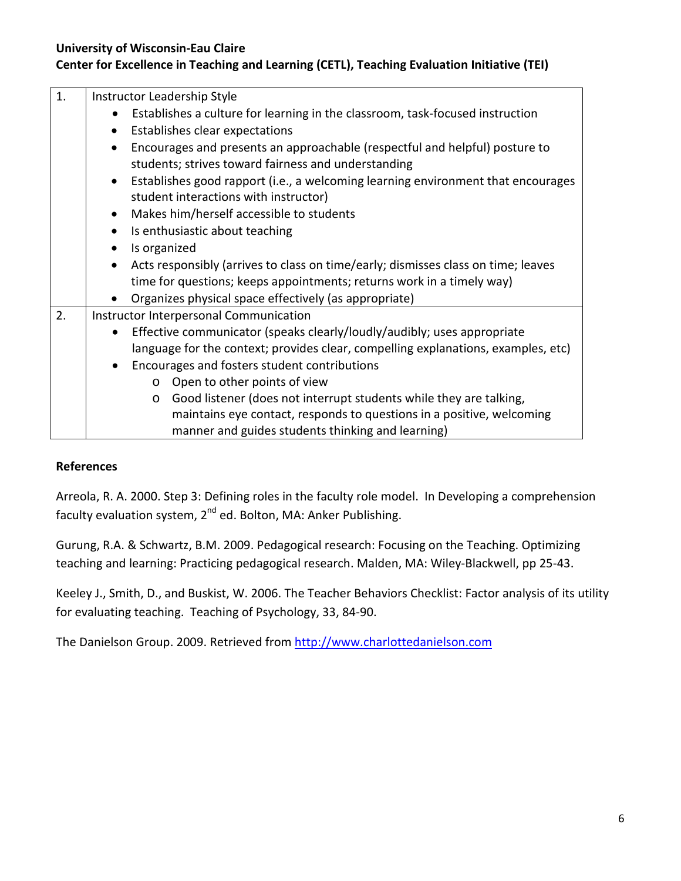**University of Wisconsin-Eau Claire**
**Center for Excellence in Teaching and Learning (CETL), Teaching Evaluation Initiative (TEI)**

| | |
|---|---|
| 1. | Instructor Leadership Style<br>• Establishes a culture for learning in the classroom, task-focused instruction<br>• Establishes clear expectations<br>• Encourages and presents an approachable (respectful and helpful) posture to students; strives toward fairness and understanding<br>• Establishes good rapport (i.e., a welcoming learning environment that encourages student interactions with instructor)<br>• Makes him/herself accessible to students<br>• Is enthusiastic about teaching<br>• Is organized<br>• Acts responsibly (arrives to class on time/early; dismisses class on time; leaves time for questions; keeps appointments; returns work in a timely way)<br>• Organizes physical space effectively (as appropriate) |
| 2. | Instructor Interpersonal Communication<br>• Effective communicator (speaks clearly/loudly/audibly; uses appropriate language for the context; provides clear, compelling explanations, examples, etc)<br>• Encourages and fosters student contributions<br>&nbsp;&nbsp;&nbsp;&nbsp;o Open to other points of view<br>&nbsp;&nbsp;&nbsp;&nbsp;o Good listener (does not interrupt students while they are talking, maintains eye contact, responds to questions in a positive, welcoming manner and guides students thinking and learning) |

## References

Arreola, R. A. 2000. Step 3: Defining roles in the faculty role model. In Developing a comprehension faculty evaluation system, 2nd ed. Bolton, MA: Anker Publishing.

Gurung, R.A. & Schwartz, B.M. 2009. Pedagogical research: Focusing on the Teaching. Optimizing teaching and learning: Practicing pedagogical research. Malden, MA: Wiley-Blackwell, pp 25-43.

Keeley J., Smith, D., and Buskist, W. 2006. The Teacher Behaviors Checklist: Factor analysis of its utility for evaluating teaching. Teaching of Psychology, 33, 84-90.

The Danielson Group. 2009. Retrieved from http://www.charlottedanielson.com